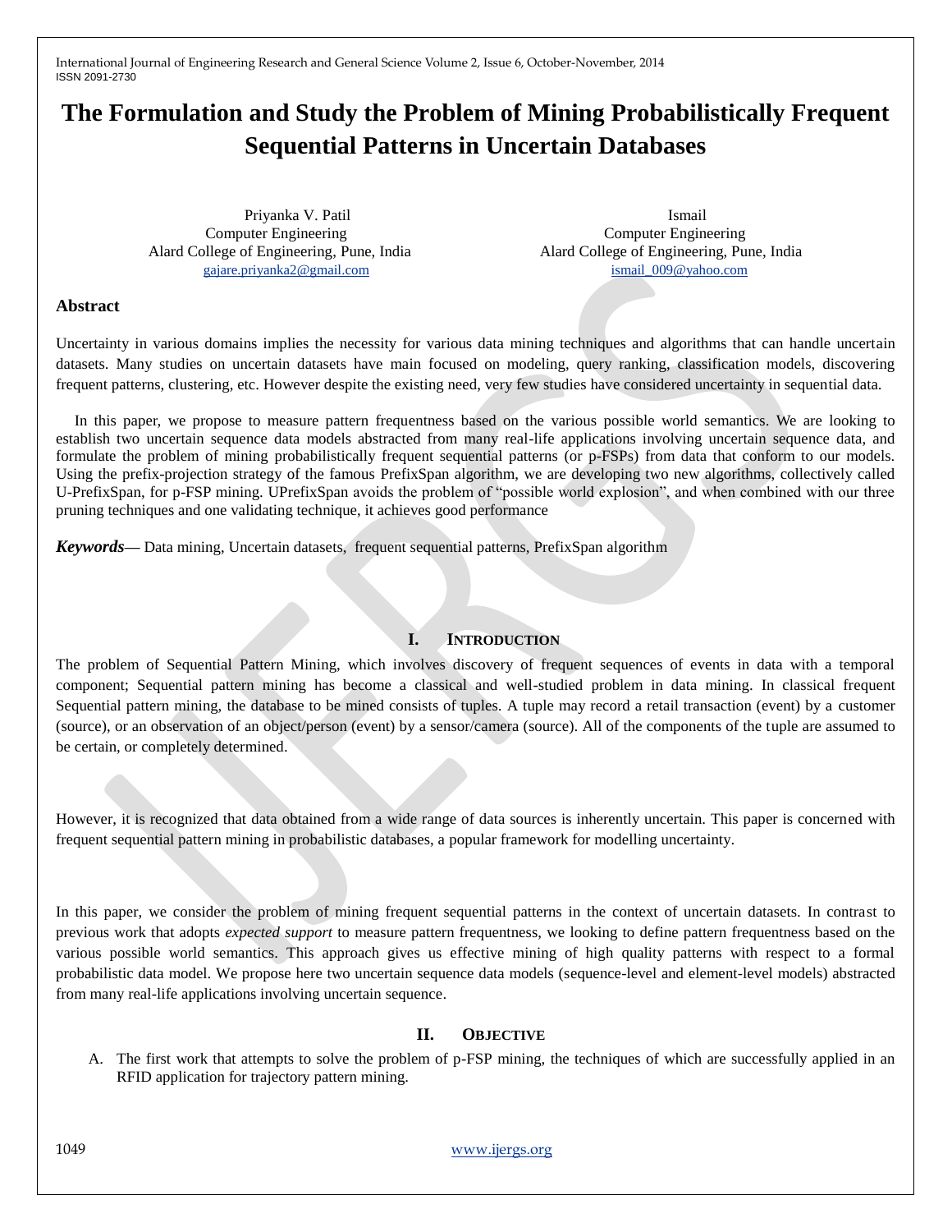# The Formulation and Study the Problem of Mining Probabilistically Frequent Sequential Patterns in Uncertain Databases

Priyanka V. Patil
Computer Engineering
Alard College of Engineering, Pune, India
gajare.priyanka2@gmail.com

Ismail
Computer Engineering
Alard College of Engineering, Pune, India
ismail_009@yahoo.com

## Abstract

Uncertainty in various domains implies the necessity for various data mining techniques and algorithms that can handle uncertain datasets. Many studies on uncertain datasets have main focused on modeling, query ranking, classification models, discovering frequent patterns, clustering, etc. However despite the existing need, very few studies have considered uncertainty in sequential data.

In this paper, we propose to measure pattern frequentness based on the various possible world semantics. We are looking to establish two uncertain sequence data models abstracted from many real-life applications involving uncertain sequence data, and formulate the problem of mining probabilistically frequent sequential patterns (or p-FSPs) from data that conform to our models. Using the prefix-projection strategy of the famous PrefixSpan algorithm, we are developing two new algorithms, collectively called U-PrefixSpan, for p-FSP mining. UPrefixSpan avoids the problem of "possible world explosion", and when combined with our three pruning techniques and one validating technique, it achieves good performance

***Keywords***— Data mining, Uncertain datasets, frequent sequential patterns, PrefixSpan algorithm

## I. Introduction

The problem of Sequential Pattern Mining, which involves discovery of frequent sequences of events in data with a temporal component; Sequential pattern mining has become a classical and well-studied problem in data mining. In classical frequent Sequential pattern mining, the database to be mined consists of tuples. A tuple may record a retail transaction (event) by a customer (source), or an observation of an object/person (event) by a sensor/camera (source). All of the components of the tuple are assumed to be certain, or completely determined.

However, it is recognized that data obtained from a wide range of data sources is inherently uncertain. This paper is concerned with frequent sequential pattern mining in probabilistic databases, a popular framework for modelling uncertainty.

In this paper, we consider the problem of mining frequent sequential patterns in the context of uncertain datasets. In contrast to previous work that adopts *expected support* to measure pattern frequentness, we looking to define pattern frequentness based on the various possible world semantics. This approach gives us effective mining of high quality patterns with respect to a formal probabilistic data model. We propose here two uncertain sequence data models (sequence-level and element-level models) abstracted from many real-life applications involving uncertain sequence.

## II. Objective

A. The first work that attempts to solve the problem of p-FSP mining, the techniques of which are successfully applied in an RFID application for trajectory pattern mining.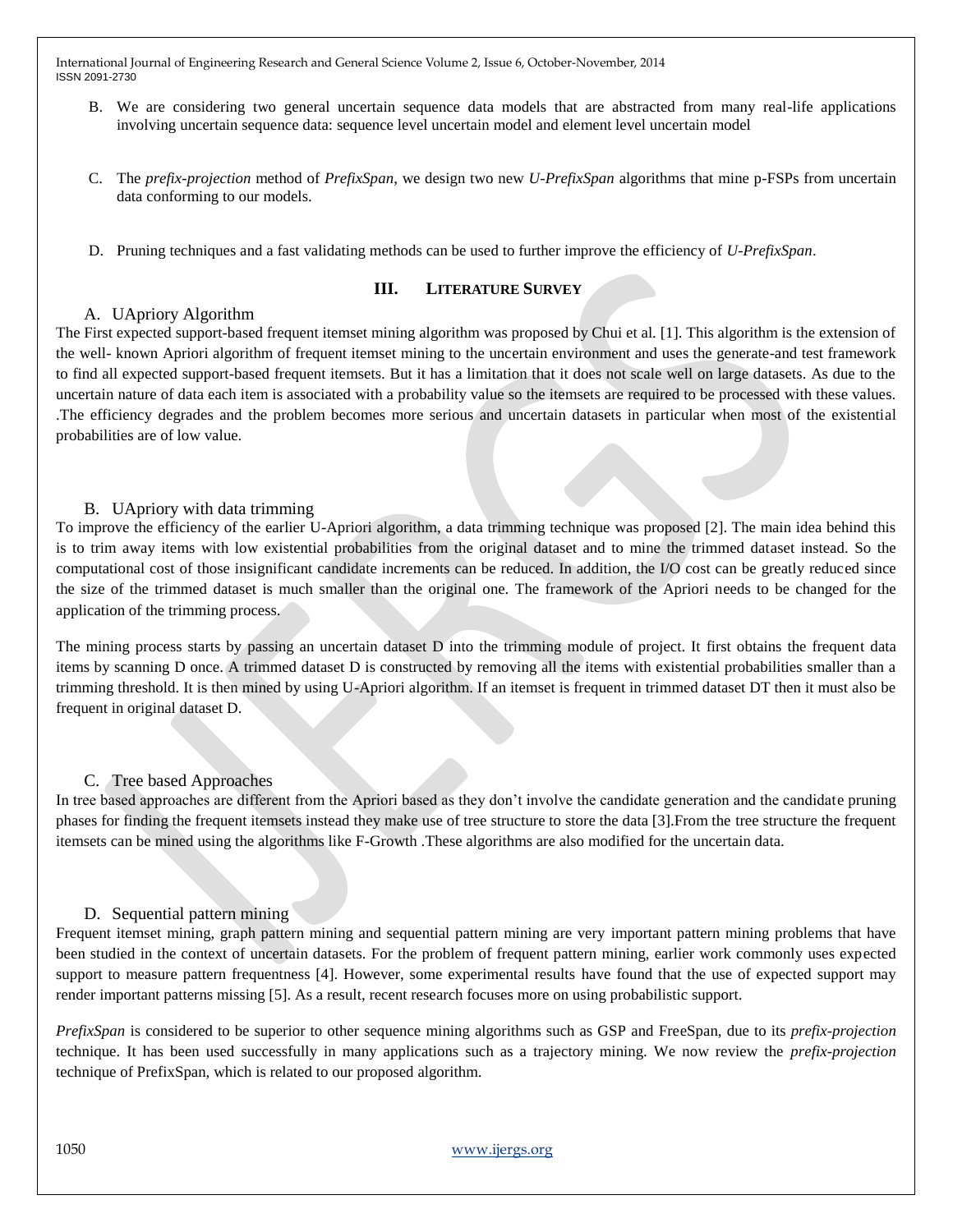B. We are considering two general uncertain sequence data models that are abstracted from many real-life applications involving uncertain sequence data: sequence level uncertain model and element level uncertain model

C. The *prefix-projection* method of *PrefixSpan*, we design two new *U-PrefixSpan* algorithms that mine p-FSPs from uncertain data conforming to our models.

D. Pruning techniques and a fast validating methods can be used to further improve the efficiency of *U-PrefixSpan*.

## III. LITERATURE SURVEY

### A. UApriory Algorithm

The First expected support-based frequent itemset mining algorithm was proposed by Chui et al. [1]. This algorithm is the extension of the well- known Apriori algorithm of frequent itemset mining to the uncertain environment and uses the generate-and test framework to find all expected support-based frequent itemsets. But it has a limitation that it does not scale well on large datasets. As due to the uncertain nature of data each item is associated with a probability value so the itemsets are required to be processed with these values. .The efficiency degrades and the problem becomes more serious and uncertain datasets in particular when most of the existential probabilities are of low value.

### B. UApriory with data trimming

To improve the efficiency of the earlier U-Apriori algorithm, a data trimming technique was proposed [2]. The main idea behind this is to trim away items with low existential probabilities from the original dataset and to mine the trimmed dataset instead. So the computational cost of those insignificant candidate increments can be reduced. In addition, the I/O cost can be greatly reduced since the size of the trimmed dataset is much smaller than the original one. The framework of the Apriori needs to be changed for the application of the trimming process.

The mining process starts by passing an uncertain dataset D into the trimming module of project. It first obtains the frequent data items by scanning D once. A trimmed dataset D is constructed by removing all the items with existential probabilities smaller than a trimming threshold. It is then mined by using U-Apriori algorithm. If an itemset is frequent in trimmed dataset DT then it must also be frequent in original dataset D.

### C. Tree based Approaches

In tree based approaches are different from the Apriori based as they don't involve the candidate generation and the candidate pruning phases for finding the frequent itemsets instead they make use of tree structure to store the data [3].From the tree structure the frequent itemsets can be mined using the algorithms like F-Growth .These algorithms are also modified for the uncertain data.

### D. Sequential pattern mining

Frequent itemset mining, graph pattern mining and sequential pattern mining are very important pattern mining problems that have been studied in the context of uncertain datasets. For the problem of frequent pattern mining, earlier work commonly uses expected support to measure pattern frequentness [4]. However, some experimental results have found that the use of expected support may render important patterns missing [5]. As a result, recent research focuses more on using probabilistic support.

*PrefixSpan* is considered to be superior to other sequence mining algorithms such as GSP and FreeSpan, due to its *prefix-projection* technique. It has been used successfully in many applications such as a trajectory mining. We now review the *prefix-projection* technique of PrefixSpan, which is related to our proposed algorithm.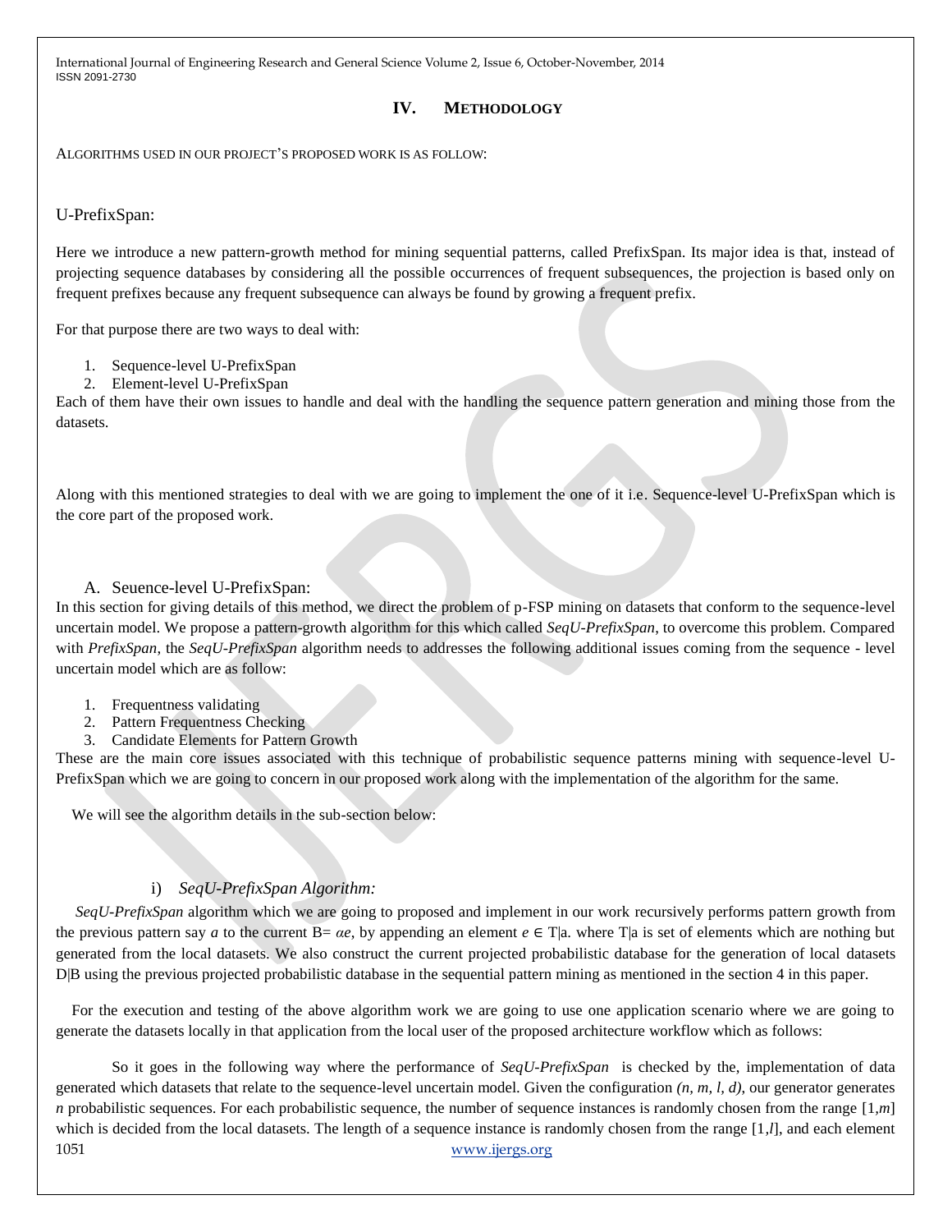## IV. Methodology

ALGORITHMS USED IN OUR PROJECT'S PROPOSED WORK IS AS FOLLOW:

### U-PrefixSpan:

Here we introduce a new pattern-growth method for mining sequential patterns, called PrefixSpan. Its major idea is that, instead of projecting sequence databases by considering all the possible occurrences of frequent subsequences, the projection is based only on frequent prefixes because any frequent subsequence can always be found by growing a frequent prefix.

For that purpose there are two ways to deal with:

1. Sequence-level U-PrefixSpan
2. Element-level U-PrefixSpan

Each of them have their own issues to handle and deal with the handling the sequence pattern generation and mining those from the datasets.

Along with this mentioned strategies to deal with we are going to implement the one of it i.e. Sequence-level U-PrefixSpan which is the core part of the proposed work.

#### A. Seuence-level U-PrefixSpan:

In this section for giving details of this method, we direct the problem of p-FSP mining on datasets that conform to the sequence-level uncertain model. We propose a pattern-growth algorithm for this which called *SeqU-PrefixSpan*, to overcome this problem. Compared with *PrefixSpan*, the *SeqU-PrefixSpan* algorithm needs to addresses the following additional issues coming from the sequence - level uncertain model which are as follow:

1. Frequentness validating
2. Pattern Frequentness Checking
3. Candidate Elements for Pattern Growth

These are the main core issues associated with this technique of probabilistic sequence patterns mining with sequence-level U-PrefixSpan which we are going to concern in our proposed work along with the implementation of the algorithm for the same.

We will see the algorithm details in the sub-section below:

##### i) *SeqU-PrefixSpan Algorithm:*

*SeqU-PrefixSpan* algorithm which we are going to proposed and implement in our work recursively performs pattern growth from the previous pattern say *a* to the current B= $\alpha e$, by appending an element $e \in T|a$. where T|a is set of elements which are nothing but generated from the local datasets. We also construct the current projected probabilistic database for the generation of local datasets D|B using the previous projected probabilistic database in the sequential pattern mining as mentioned in the section 4 in this paper.

For the execution and testing of the above algorithm work we are going to use one application scenario where we are going to generate the datasets locally in that application from the local user of the proposed architecture workflow which as follows:

So it goes in the following way where the performance of *SeqU-PrefixSpan* is checked by the, implementation of data generated which datasets that relate to the sequence-level uncertain model. Given the configuration $(n, m, l, d)$, our generator generates $n$ probabilistic sequences. For each probabilistic sequence, the number of sequence instances is randomly chosen from the range $[1,m]$ which is decided from the local datasets. The length of a sequence instance is randomly chosen from the range $[1,l]$, and each element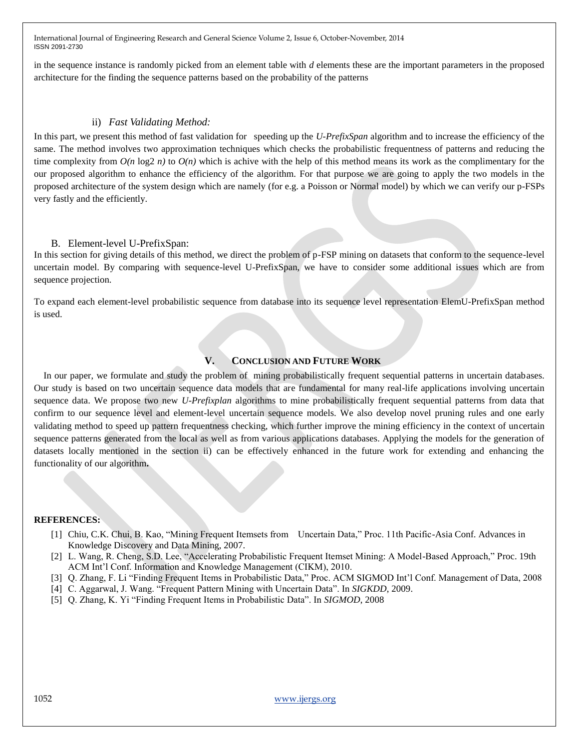in the sequence instance is randomly picked from an element table with *d* elements these are the important parameters in the proposed architecture for the finding the sequence patterns based on the probability of the patterns

### ii) *Fast Validating Method:*

In this part, we present this method of fast validation for speeding up the *U-PrefixSpan* algorithm and to increase the efficiency of the same. The method involves two approximation techniques which checks the probabilistic frequentness of patterns and reducing the time complexity from $O(n \log 2\ n)$ to $O(n)$ which is achive with the help of this method means its work as the complimentary for the our proposed algorithm to enhance the efficiency of the algorithm. For that purpose we are going to apply the two models in the proposed architecture of the system design which are namely (for e.g. a Poisson or Normal model) by which we can verify our p-FSPs very fastly and the efficiently.

### B. Element-level U-PrefixSpan:

In this section for giving details of this method, we direct the problem of p-FSP mining on datasets that conform to the sequence-level uncertain model. By comparing with sequence-level U-PrefixSpan, we have to consider some additional issues which are from sequence projection.

To expand each element-level probabilistic sequence from database into its sequence level representation ElemU-PrefixSpan method is used.

## V. Conclusion and Future Work

In our paper, we formulate and study the problem of mining probabilistically frequent sequential patterns in uncertain databases. Our study is based on two uncertain sequence data models that are fundamental for many real-life applications involving uncertain sequence data. We propose two new *U-Prefixplan* algorithms to mine probabilistically frequent sequential patterns from data that confirm to our sequence level and element-level uncertain sequence models. We also develop novel pruning rules and one early validating method to speed up pattern frequentness checking, which further improve the mining efficiency in the context of uncertain sequence patterns generated from the local as well as from various applications databases. Applying the models for the generation of datasets locally mentioned in the section ii) can be effectively enhanced in the future work for extending and enhancing the functionality of our algorithm**.**

**REFERENCES:**

[1] Chiu, C.K. Chui, B. Kao, "Mining Frequent Itemsets from Uncertain Data," Proc. 11th Pacific-Asia Conf. Advances in Knowledge Discovery and Data Mining, 2007.

[2] L. Wang, R. Cheng, S.D. Lee, "Accelerating Probabilistic Frequent Itemset Mining: A Model-Based Approach," Proc. 19th ACM Int'l Conf. Information and Knowledge Management (CIKM), 2010.

[3] Q. Zhang, F. Li "Finding Frequent Items in Probabilistic Data," Proc. ACM SIGMOD Int'l Conf. Management of Data, 2008

[4] C. Aggarwal, J. Wang. "Frequent Pattern Mining with Uncertain Data". In *SIGKDD*, 2009.

[5] Q. Zhang, K. Yi "Finding Frequent Items in Probabilistic Data". In *SIGMOD*, 2008